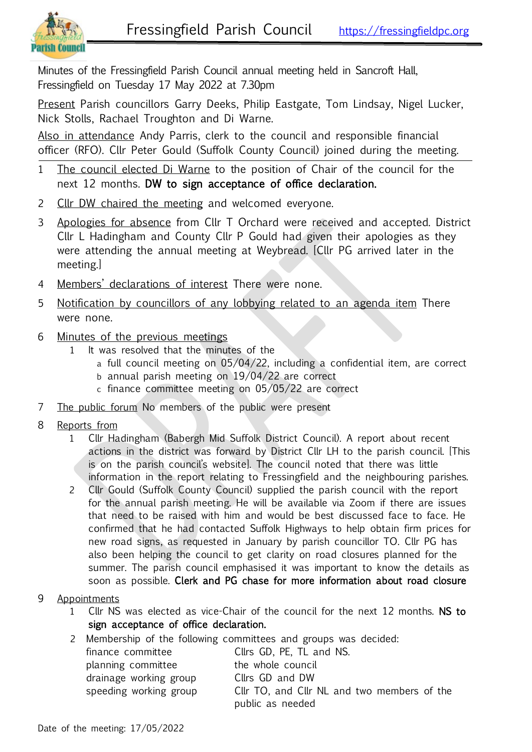# Fressingfield Parish Council

https://fressingfieldpc.org

Minutes of the Fressingfield Parish Council annual meeting held in Sancroft Hall, Fressingfield on Tuesday 17 May 2022 at 7.30pm

Present Parish councillors Garry Deeks, Philip Eastgate, Tom Lindsay, Nigel Lucker, Nick Stolls, Rachael Troughton and Di Warne.

Also in attendance Andy Parris, clerk to the council and responsible financial officer (RFO). Cllr Peter Gould (Suffolk County Council) joined during the meeting.

1. The council elected Di Warne to the position of Chair of the council for the next 12 months. **DW to sign acceptance of office declaration.**
2. Cllr DW chaired the meeting and welcomed everyone.
3. Apologies for absence from Cllr T Orchard were received and accepted. District Cllr L Hadingham and County Cllr P Gould had given their apologies as they were attending the annual meeting at Weybread. [Cllr PG arrived later in the meeting.]
4. Members' declarations of interest There were none.
5. Notification by councillors of any lobbying related to an agenda item There were none.
6. Minutes of the previous meetings
   1. It was resolved that the minutes of the
      - a full council meeting on 05/04/22, including a confidential item, are correct
      - b annual parish meeting on 19/04/22 are correct
      - c finance committee meeting on 05/05/22 are correct
7. The public forum No members of the public were present
8. Reports from
   1. Cllr Hadingham (Babergh Mid Suffolk District Council). A report about recent actions in the district was forward by District Cllr LH to the parish council. [This is on the parish council's website]. The council noted that there was little information in the report relating to Fressingfield and the neighbouring parishes.
   2. Cllr Gould (Suffolk County Council) supplied the parish council with the report for the annual parish meeting. He will be available via Zoom if there are issues that need to be raised with him and would be best discussed face to face. He confirmed that he had contacted Suffolk Highways to help obtain firm prices for new road signs, as requested in January by parish councillor TO. Cllr PG has also been helping the council to get clarity on road closures planned for the summer. The parish council emphasised it was important to know the details as soon as possible. **Clerk and PG chase for more information about road closure**
9. Appointments
   1. Cllr NS was elected as vice-Chair of the council for the next 12 months. **NS to sign acceptance of office declaration.**
   2. Membership of the following committees and groups was decided:

| | |
|---|---|
| finance committee | Cllrs GD, PE, TL and NS. |
| planning committee | the whole council |
| drainage working group | Cllrs GD and DW |
| speeding working group | Cllr TO, and Cllr NL and two members of the public as needed |

Date of the meeting: 17/05/2022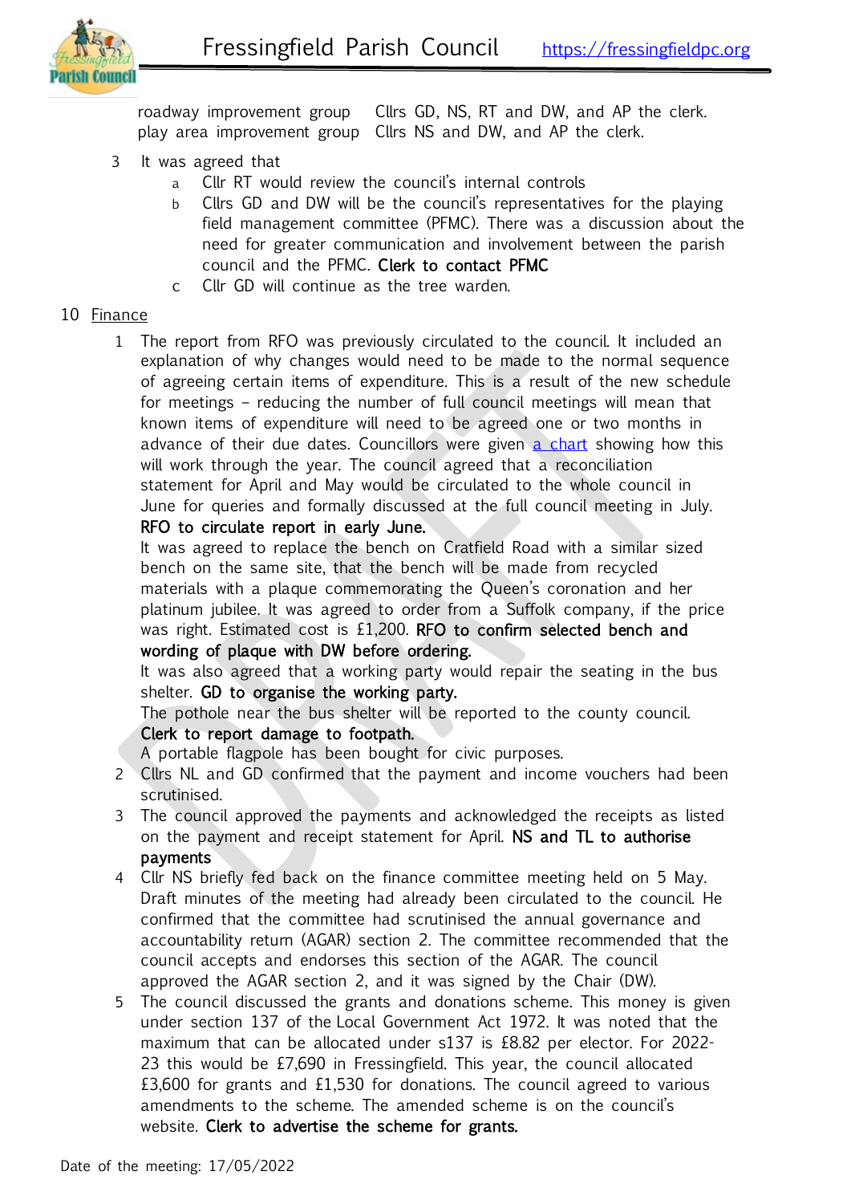roadway improvement group Cllrs GD, NS, RT and DW, and AP the clerk.
play area improvement group Cllrs NS and DW, and AP the clerk.

3. It was agreed that
   a. Cllr RT would review the council's internal controls
   b. Cllrs GD and DW will be the council's representatives for the playing field management committee (PFMC). There was a discussion about the need for greater communication and involvement between the parish council and the PFMC. **Clerk to contact PFMC**
   c. Cllr GD will continue as the tree warden.

10. Finance

1. The report from RFO was previously circulated to the council. It included an explanation of why changes would need to be made to the normal sequence of agreeing certain items of expenditure. This is a result of the new schedule for meetings – reducing the number of full council meetings will mean that known items of expenditure will need to be agreed one or two months in advance of their due dates. Councillors were given [a chart](#) showing how this will work through the year. The council agreed that a reconciliation statement for April and May would be circulated to the whole council in June for queries and formally discussed at the full council meeting in July. **RFO to circulate report in early June.**

   It was agreed to replace the bench on Cratfield Road with a similar sized bench on the same site, that the bench will be made from recycled materials with a plaque commemorating the Queen's coronation and her platinum jubilee. It was agreed to order from a Suffolk company, if the price was right. Estimated cost is £1,200. **RFO to confirm selected bench and wording of plaque with DW before ordering.**

   It was also agreed that a working party would repair the seating in the bus shelter. **GD to organise the working party.**

   The pothole near the bus shelter will be reported to the county council. **Clerk to report damage to footpath.**

   A portable flagpole has been bought for civic purposes.

2. Cllrs NL and GD confirmed that the payment and income vouchers had been scrutinised.

3. The council approved the payments and acknowledged the receipts as listed on the payment and receipt statement for April. **NS and TL to authorise payments**

4. Cllr NS briefly fed back on the finance committee meeting held on 5 May. Draft minutes of the meeting had already been circulated to the council. He confirmed that the committee had scrutinised the annual governance and accountability return (AGAR) section 2. The committee recommended that the council accepts and endorses this section of the AGAR. The council approved the AGAR section 2, and it was signed by the Chair (DW).

5. The council discussed the grants and donations scheme. This money is given under section 137 of the Local Government Act 1972. It was noted that the maximum that can be allocated under s137 is £8.82 per elector. For 2022-23 this would be £7,690 in Fressingfield. This year, the council allocated £3,600 for grants and £1,530 for donations. The council agreed to various amendments to the scheme. The amended scheme is on the council's website. **Clerk to advertise the scheme for grants.**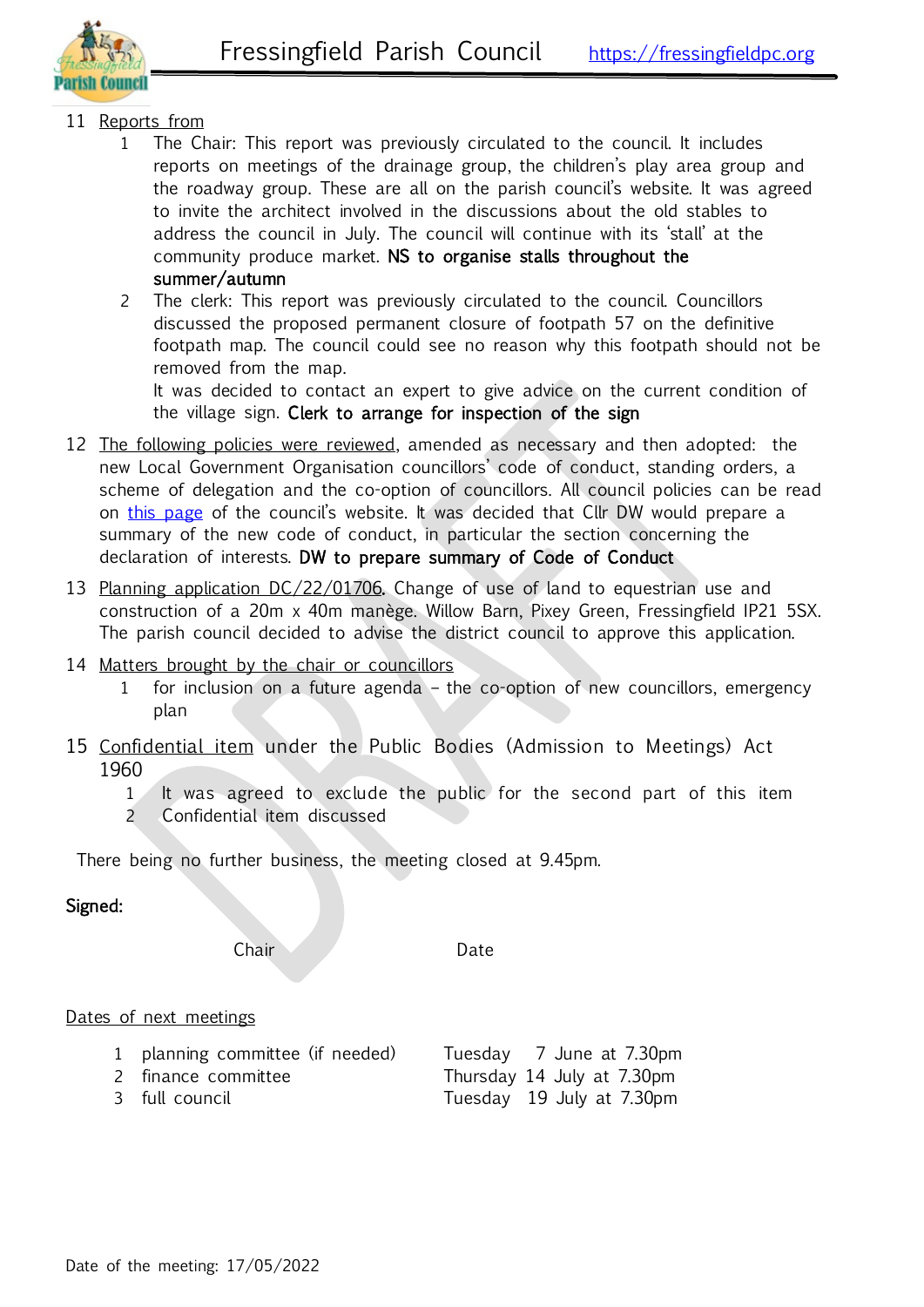11 Reports from

1. The Chair: This report was previously circulated to the council. It includes reports on meetings of the drainage group, the children's play area group and the roadway group. These are all on the parish council's website. It was agreed to invite the architect involved in the discussions about the old stables to address the council in July. The council will continue with its 'stall' at the community produce market. **NS to organise stalls throughout the summer/autumn**
2. The clerk: This report was previously circulated to the council. Councillors discussed the proposed permanent closure of footpath 57 on the definitive footpath map. The council could see no reason why this footpath should not be removed from the map.
   It was decided to contact an expert to give advice on the current condition of the village sign. **Clerk to arrange for inspection of the sign**

12 The following policies were reviewed, amended as necessary and then adopted: the new Local Government Organisation councillors' code of conduct, standing orders, a scheme of delegation and the co-option of councillors. All council policies can be read on this page of the council's website. It was decided that Cllr DW would prepare a summary of the new code of conduct, in particular the section concerning the declaration of interests. **DW to prepare summary of Code of Conduct**

13 Planning application DC/22/01706. Change of use of land to equestrian use and construction of a 20m x 40m manège. Willow Barn, Pixey Green, Fressingfield IP21 5SX. The parish council decided to advise the district council to approve this application.

14 Matters brought by the chair or councillors

1. for inclusion on a future agenda – the co-option of new councillors, emergency plan

15 Confidential item under the Public Bodies (Admission to Meetings) Act 1960

1. It was agreed to exclude the public for the second part of this item
2. Confidential item discussed

There being no further business, the meeting closed at 9.45pm.

**Signed:**

Chair Date

Dates of next meetings

| | | |
|---|---|---|
| 1 | planning committee (if needed) | Tuesday 7 June at 7.30pm |
| 2 | finance committee | Thursday 14 July at 7.30pm |
| 3 | full council | Tuesday 19 July at 7.30pm |

Date of the meeting: 17/05/2022